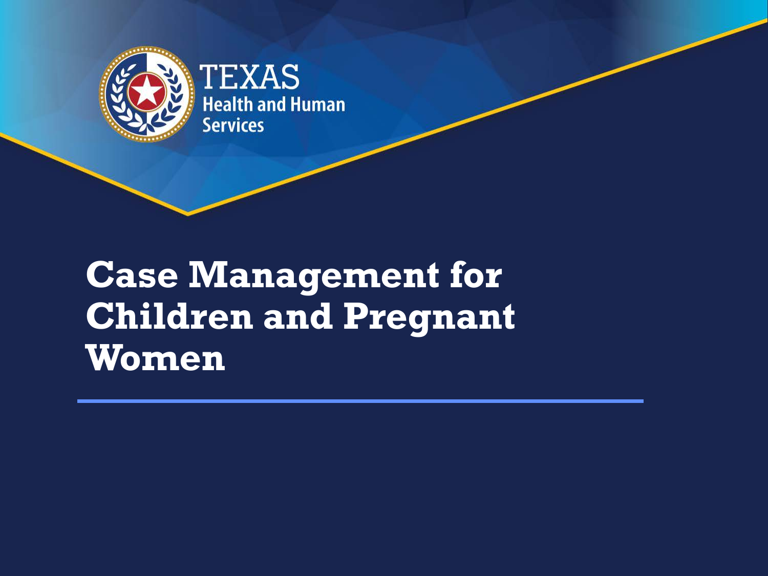TEXAS
Health and Human Services

# Case Management for Children and Pregnant Women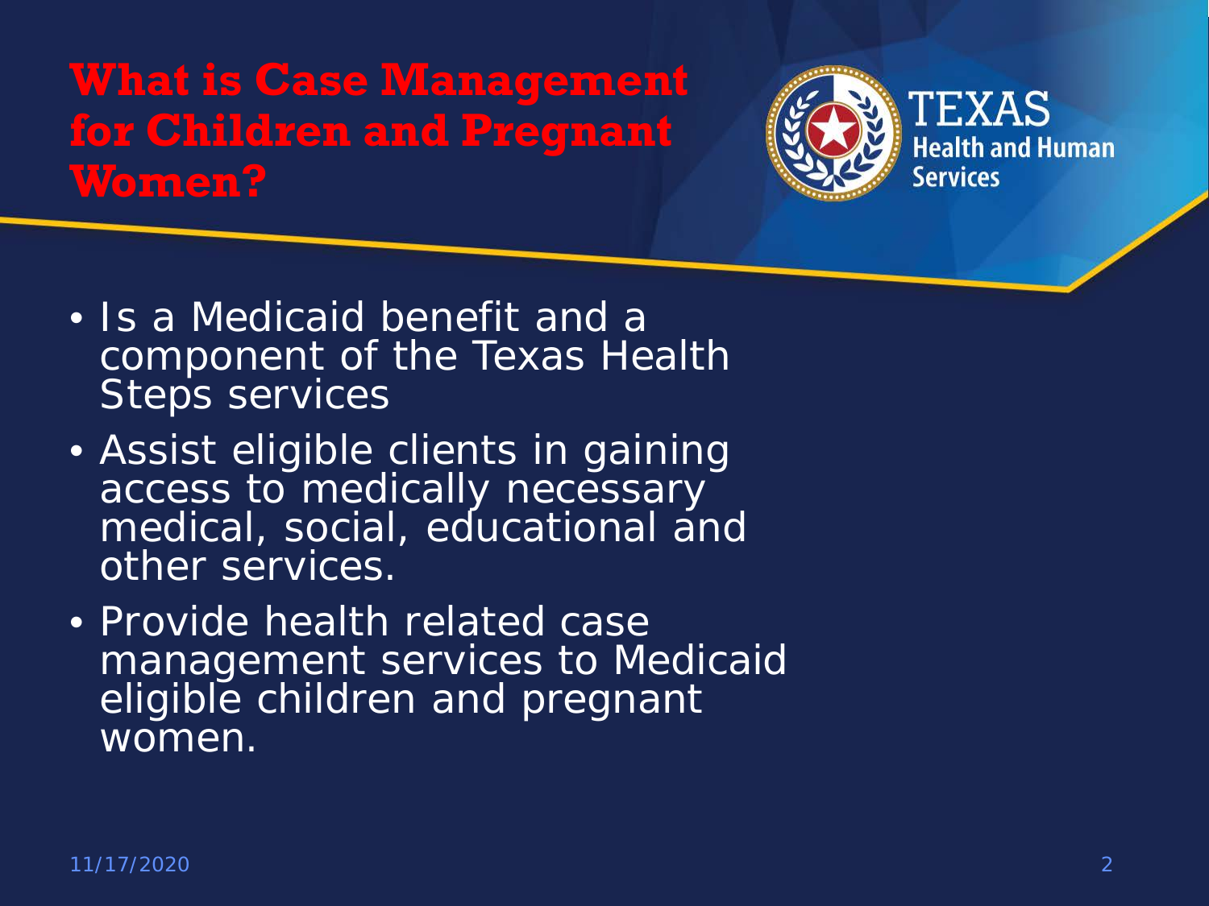# What is Case Management for Children and Pregnant Women?

- Is a Medicaid benefit and a component of the Texas Health Steps services
- Assist eligible clients in gaining access to medically necessary medical, social, educational and other services.
- Provide health related case management services to Medicaid eligible children and pregnant women.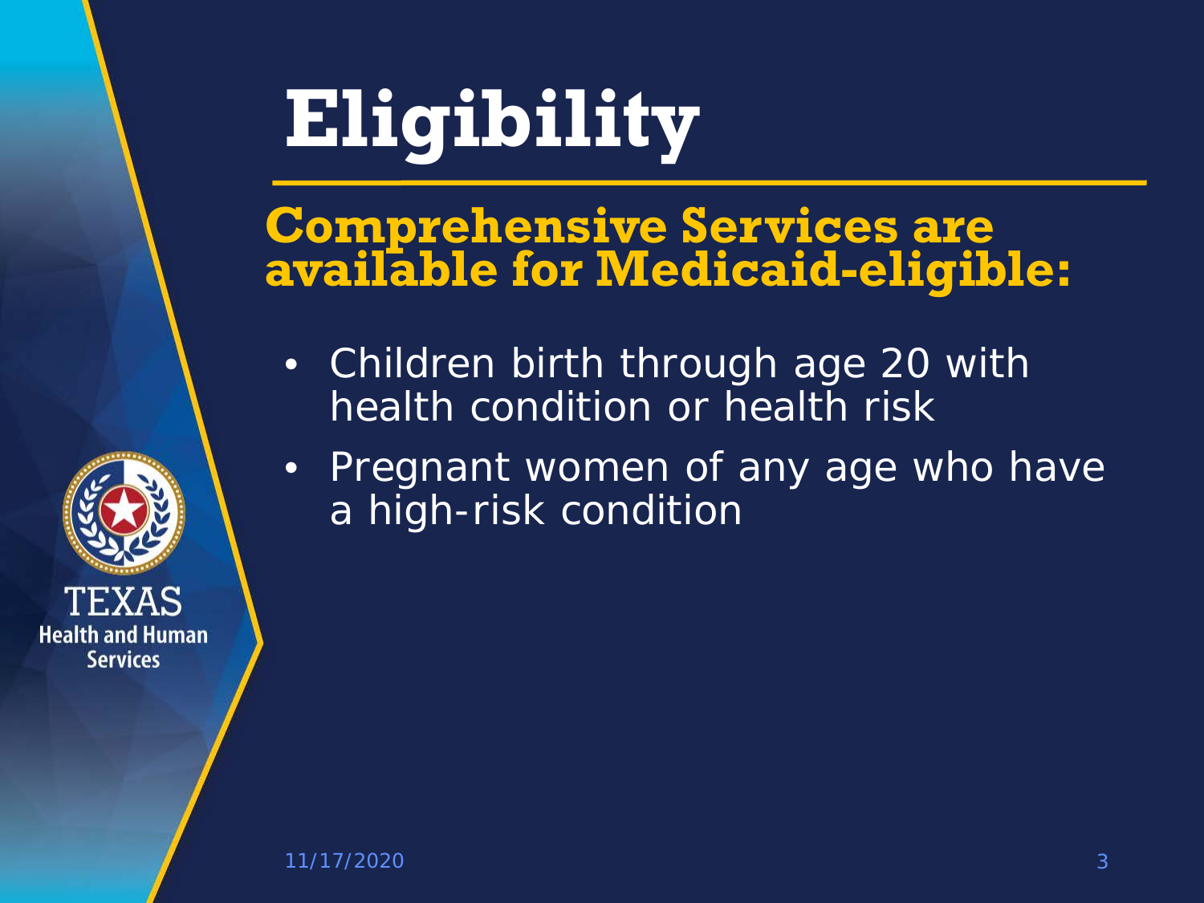# Eligibility

## Comprehensive Services are available for Medicaid-eligible:

- Children birth through age 20 with health condition or health risk
- Pregnant women of any age who have a high-risk condition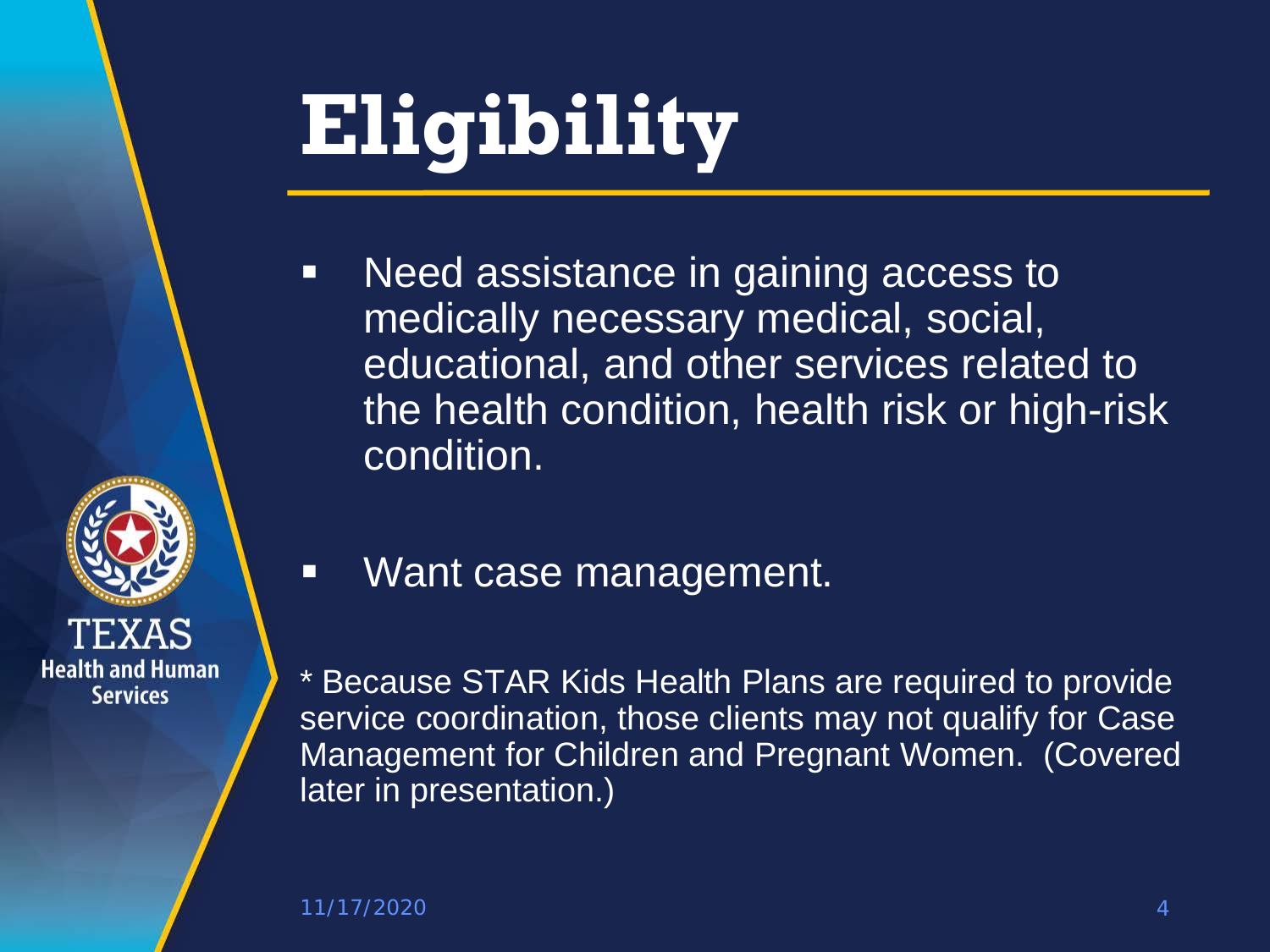# Eligibility

- Need assistance in gaining access to medically necessary medical, social, educational, and other services related to the health condition, health risk or high-risk condition.
- Want case management.

* Because STAR Kids Health Plans are required to provide service coordination, those clients may not qualify for Case Management for Children and Pregnant Women. (Covered later in presentation.)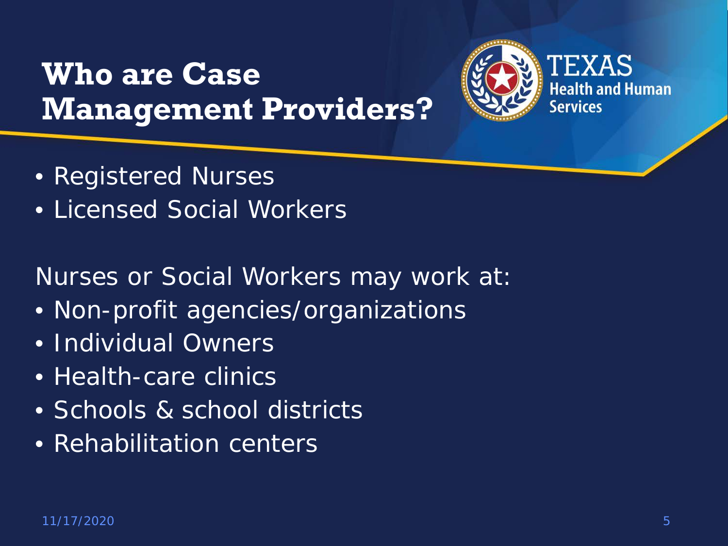# Who are Case Management Providers?

- Registered Nurses
- Licensed Social Workers

Nurses or Social Workers may work at:

- Non-profit agencies/organizations
- Individual Owners
- Health-care clinics
- Schools & school districts
- Rehabilitation centers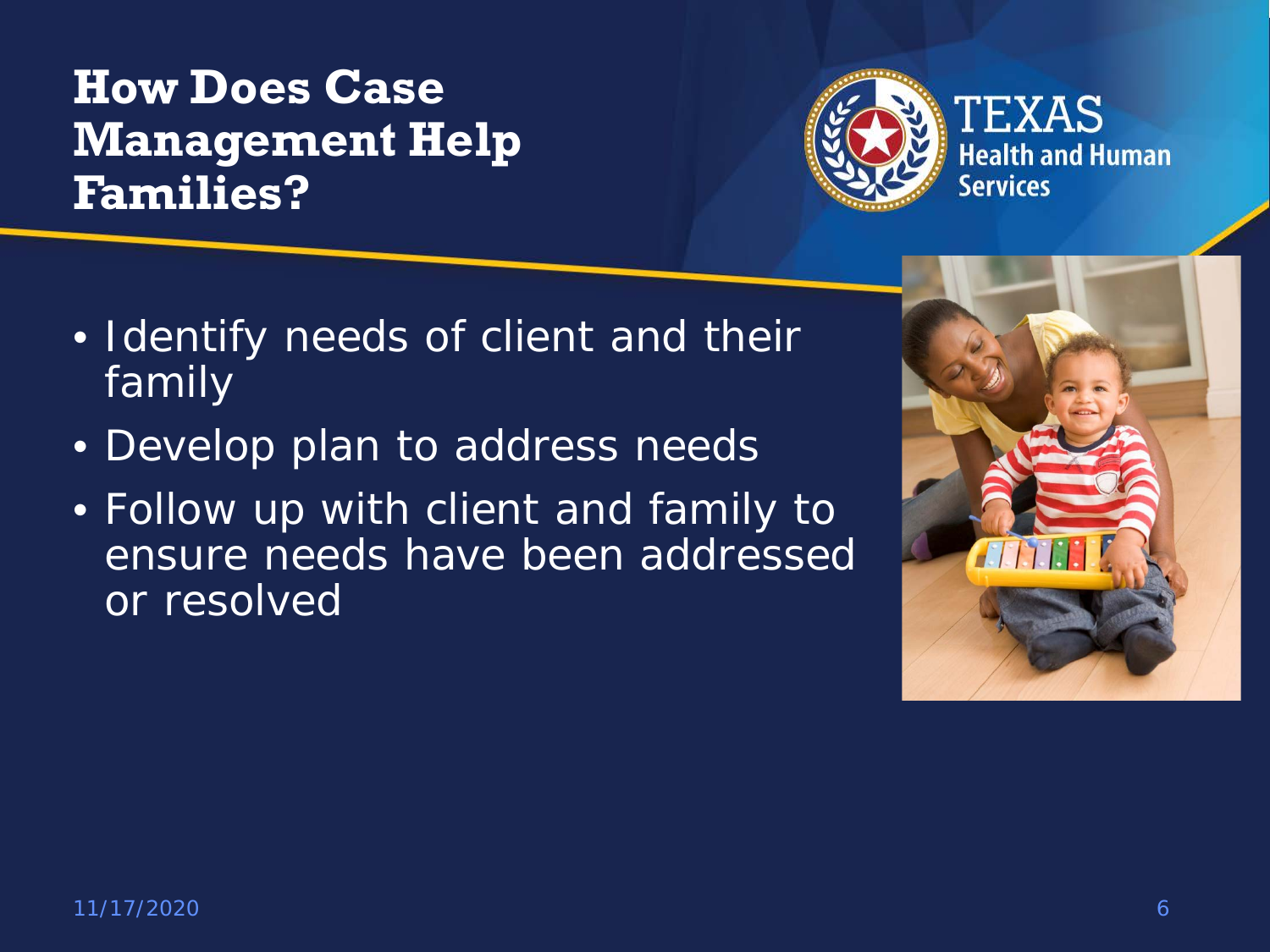# How Does Case Management Help Families?

- Identify needs of client and their family
- Develop plan to address needs
- Follow up with client and family to ensure needs have been addressed or resolved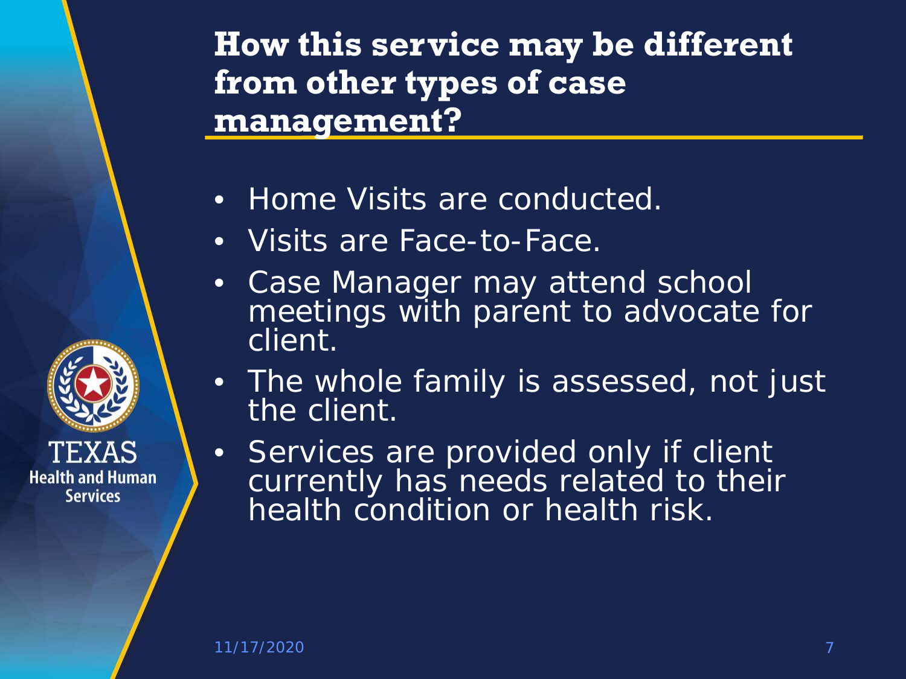## How this service may be different from other types of case management?

- Home Visits are conducted.
- Visits are Face-to-Face.
- Case Manager may attend school meetings with parent to advocate for client.
- The whole family is assessed, not just the client.
- Services are provided only if client currently has needs related to their health condition or health risk.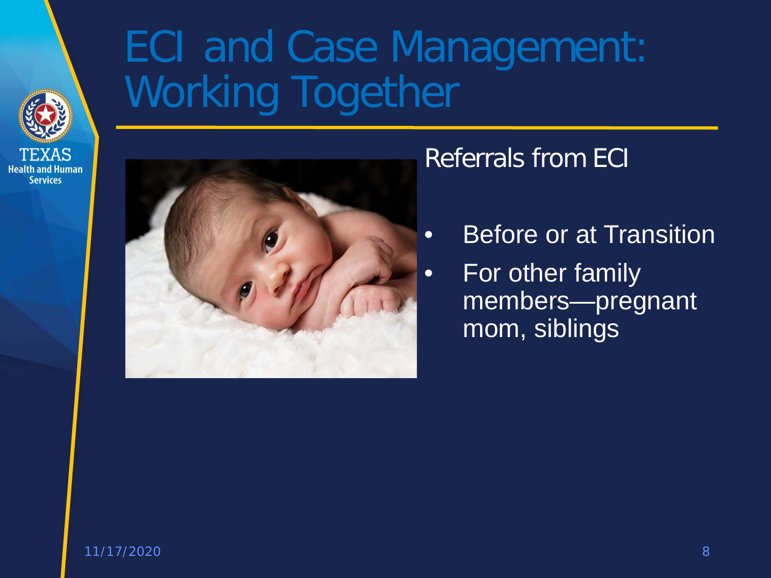# ECI and Case Management: Working Together

## Referrals from ECI

- Before or at Transition
- For other family members—pregnant mom, siblings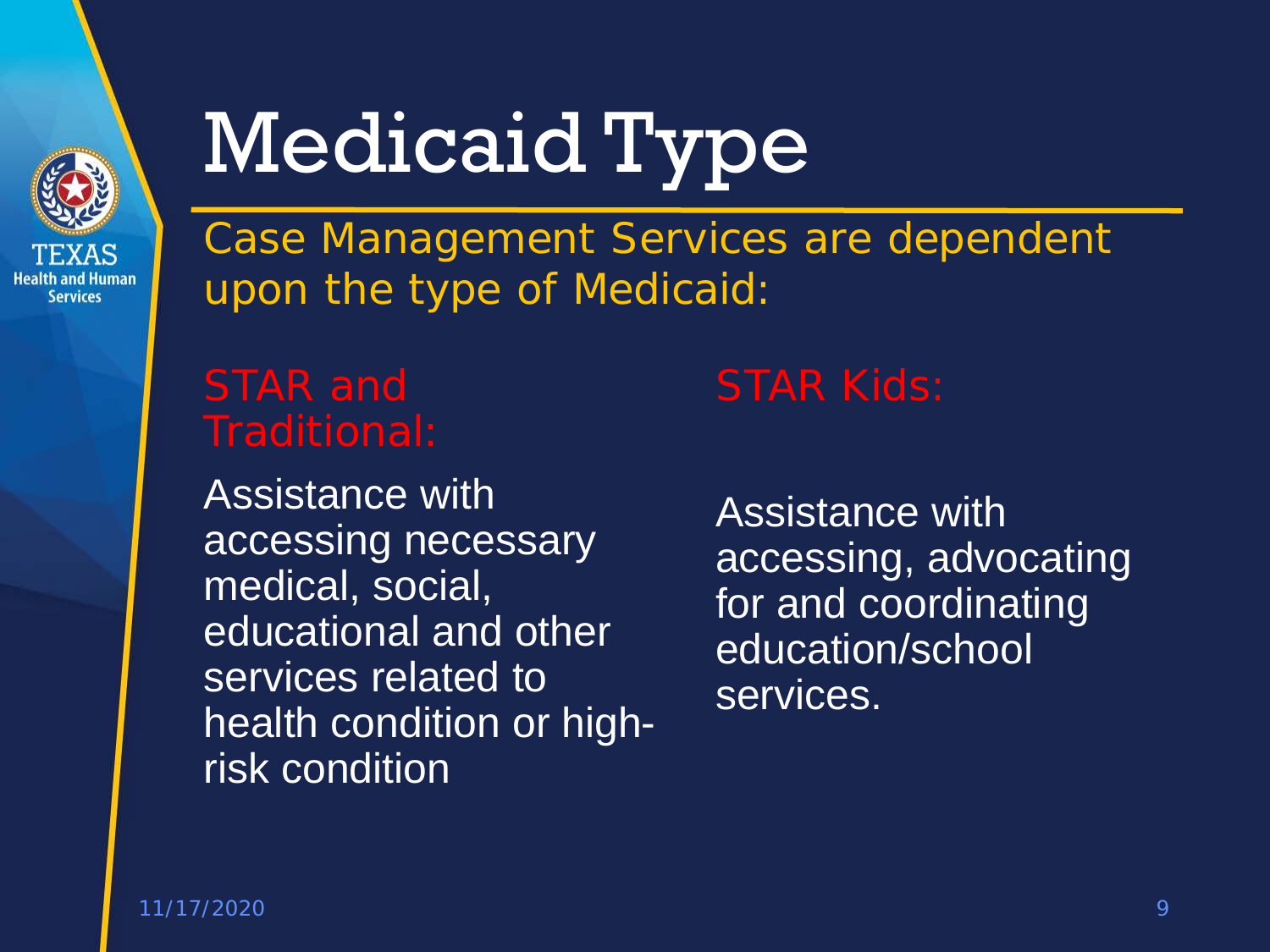# Medicaid Type

Case Management Services are dependent upon the type of Medicaid:

### STAR and Traditional:

Assistance with accessing necessary medical, social, educational and other services related to health condition or high-risk condition

### STAR Kids:

Assistance with accessing, advocating for and coordinating education/school services.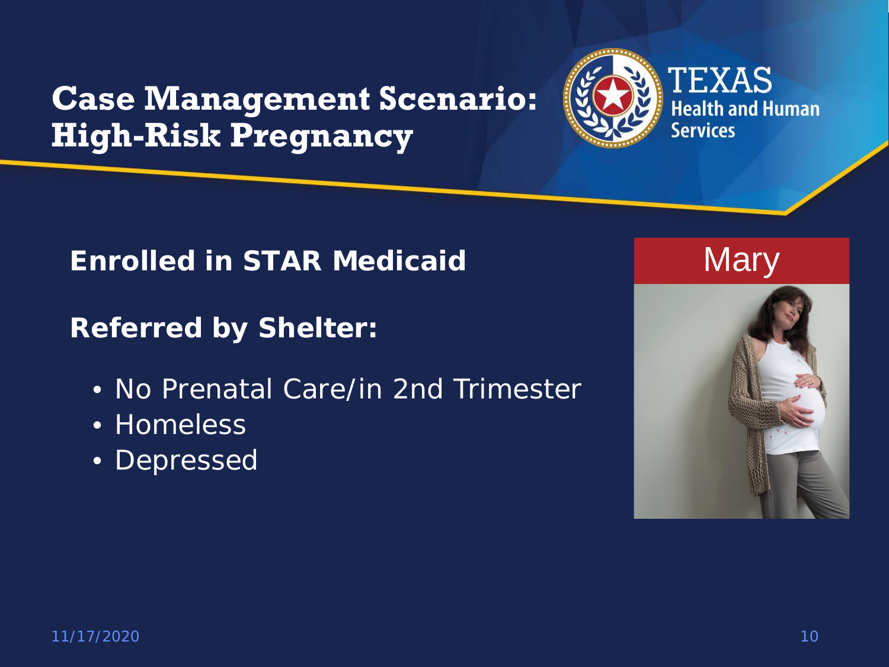# Case Management Scenario: High-Risk Pregnancy

**Enrolled in STAR Medicaid**

**Referred by Shelter:**

- No Prenatal Care/in 2nd Trimester
- Homeless
- Depressed

Mary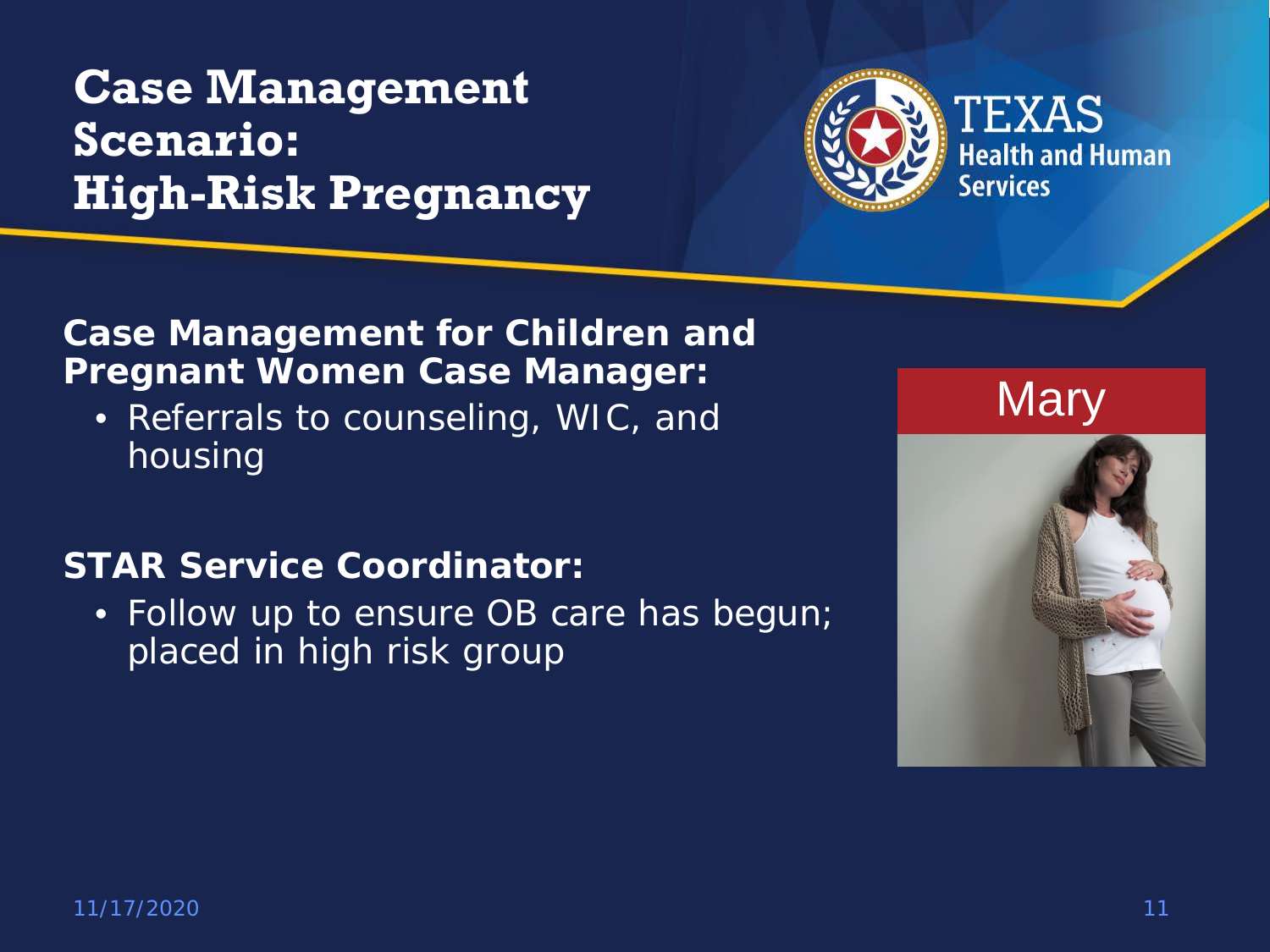# Case Management Scenario: High-Risk Pregnancy

**Case Management for Children and Pregnant Women Case Manager:**

- Referrals to counseling, WIC, and housing

**STAR Service Coordinator:**

- Follow up to ensure OB care has begun; placed in high risk group

Mary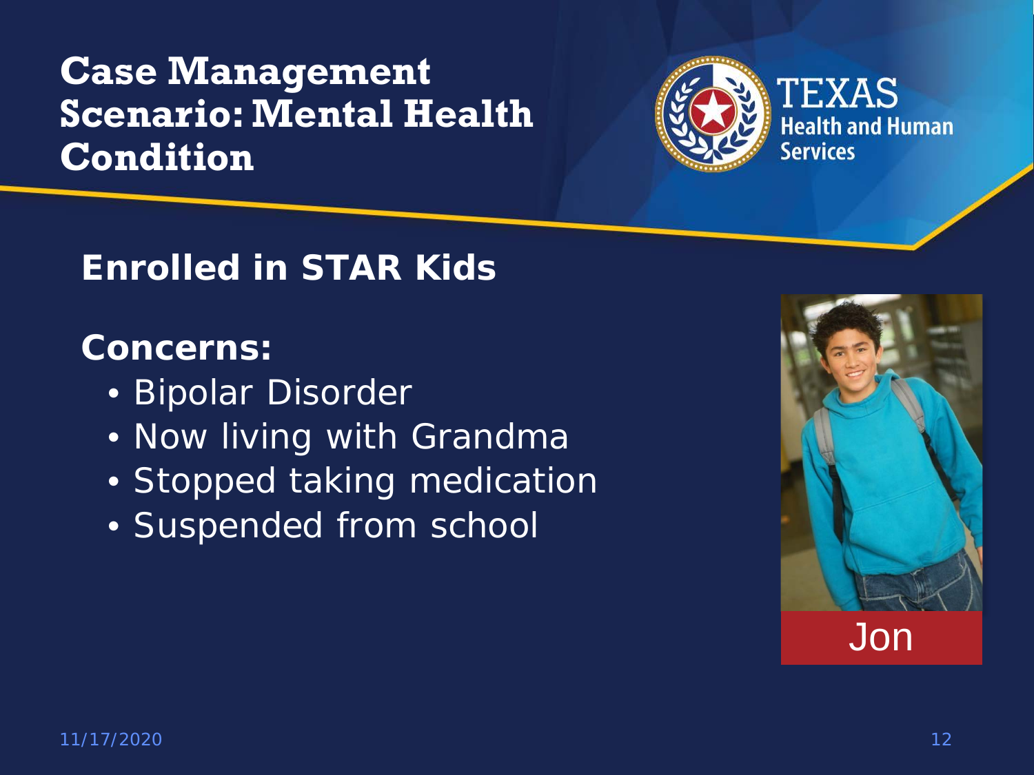# Case Management Scenario: Mental Health Condition

**Enrolled in STAR Kids**

**Concerns:**

- Bipolar Disorder
- Now living with Grandma
- Stopped taking medication
- Suspended from school

Jon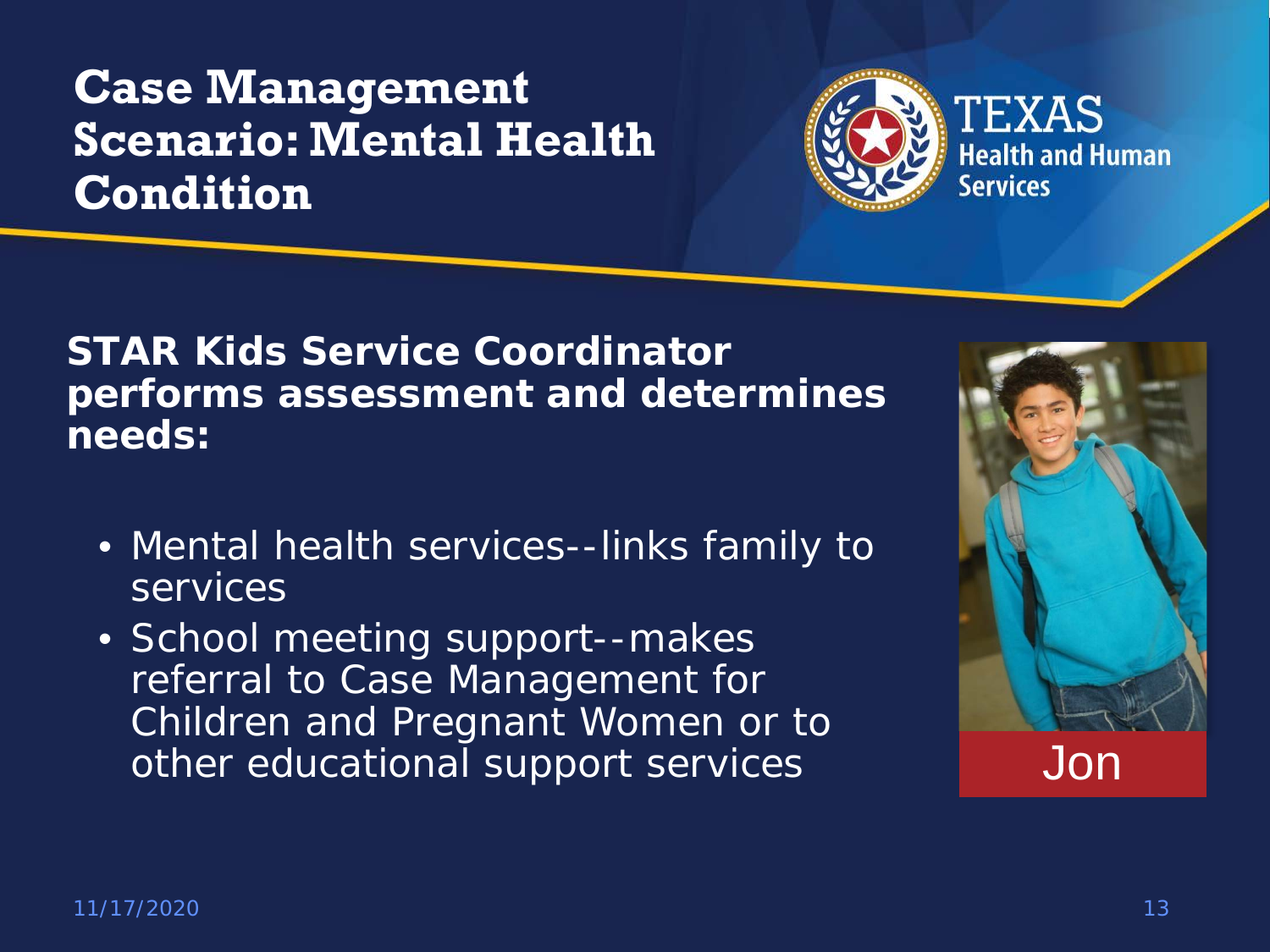# Case Management Scenario: Mental Health Condition

**STAR Kids Service Coordinator performs assessment and determines needs:**

- Mental health services--links family to services
- School meeting support--makes referral to Case Management for Children and Pregnant Women or to other educational support services

Jon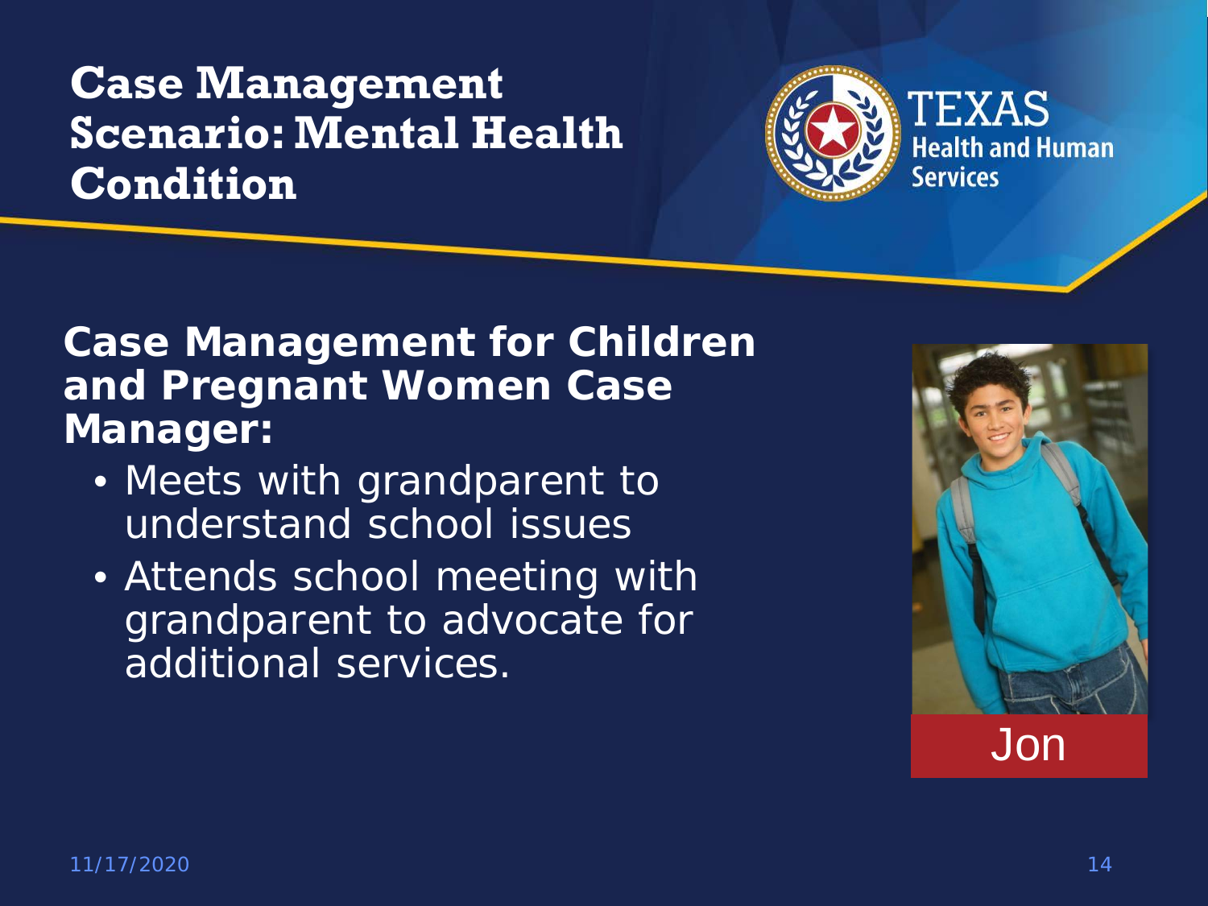# Case Management Scenario: Mental Health Condition

**Case Management for Children and Pregnant Women Case Manager:**

- Meets with grandparent to understand school issues
- Attends school meeting with grandparent to advocate for additional services.

Jon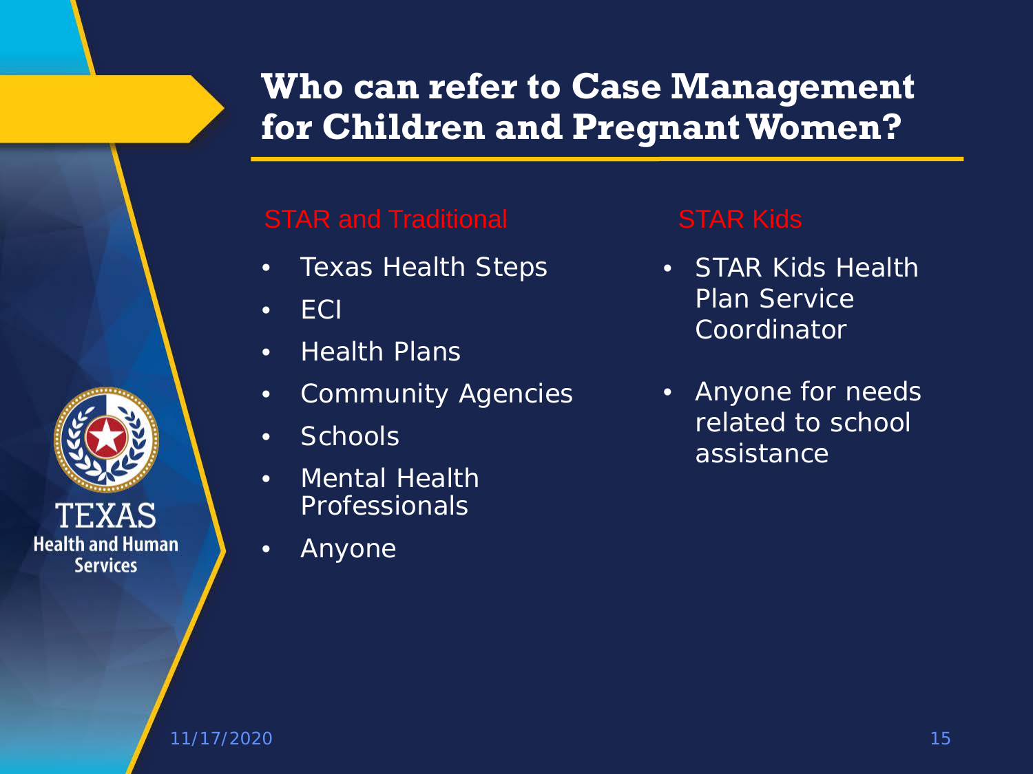# Who can refer to Case Management for Children and Pregnant Women?

### STAR and Traditional

- Texas Health Steps
- ECI
- Health Plans
- Community Agencies
- Schools
- Mental Health Professionals
- Anyone

### STAR Kids

- STAR Kids Health Plan Service Coordinator
- Anyone for needs related to school assistance

TEXAS Health and Human Services

11/17/2020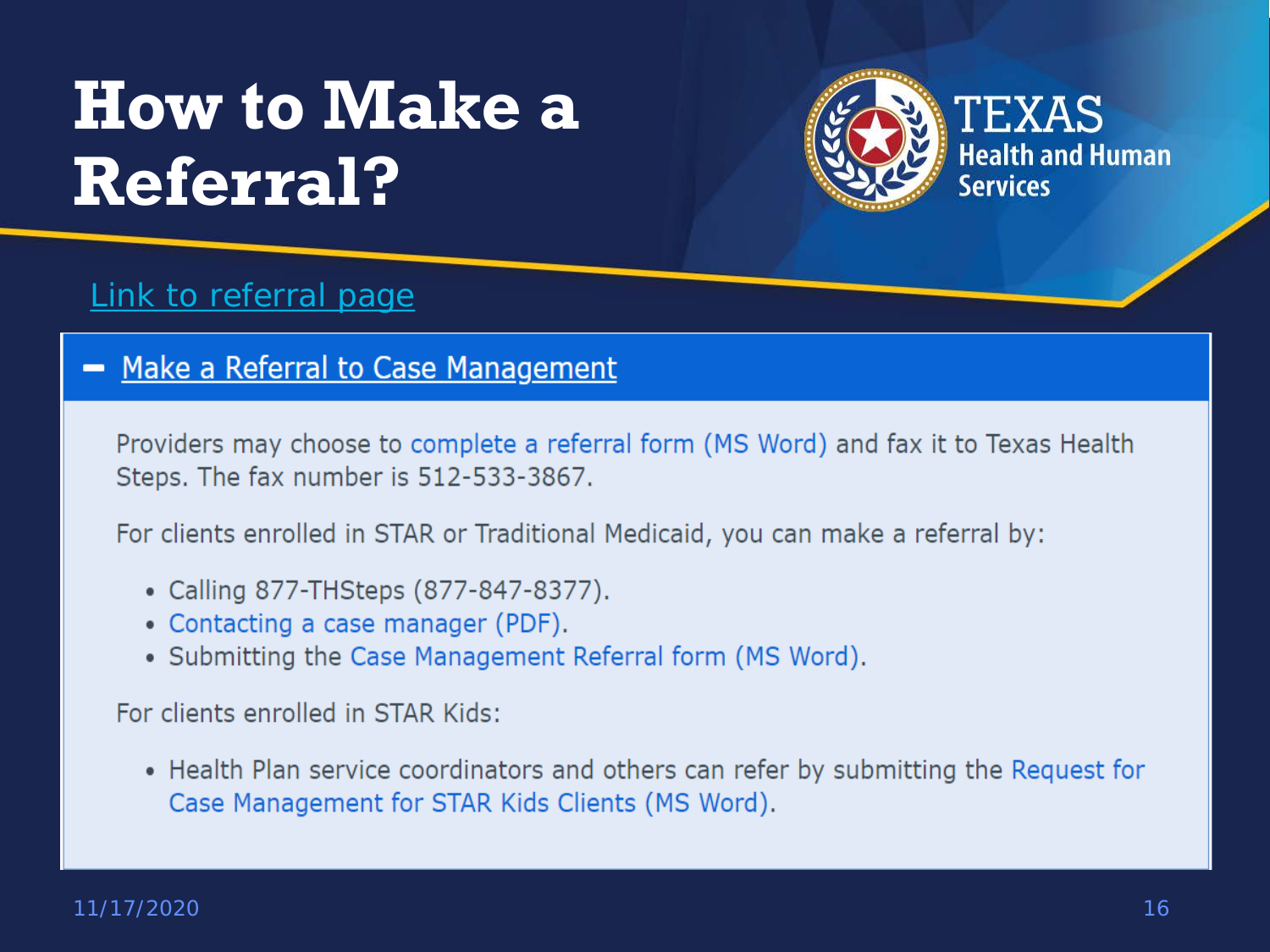# How to Make a Referral?

Link to referral page

## − Make a Referral to Case Management

Providers may choose to complete a referral form (MS Word) and fax it to Texas Health Steps. The fax number is 512-533-3867.

For clients enrolled in STAR or Traditional Medicaid, you can make a referral by:

- Calling 877-THSteps (877-847-8377).
- Contacting a case manager (PDF).
- Submitting the Case Management Referral form (MS Word).

For clients enrolled in STAR Kids:

- Health Plan service coordinators and others can refer by submitting the Request for Case Management for STAR Kids Clients (MS Word).

11/17/2020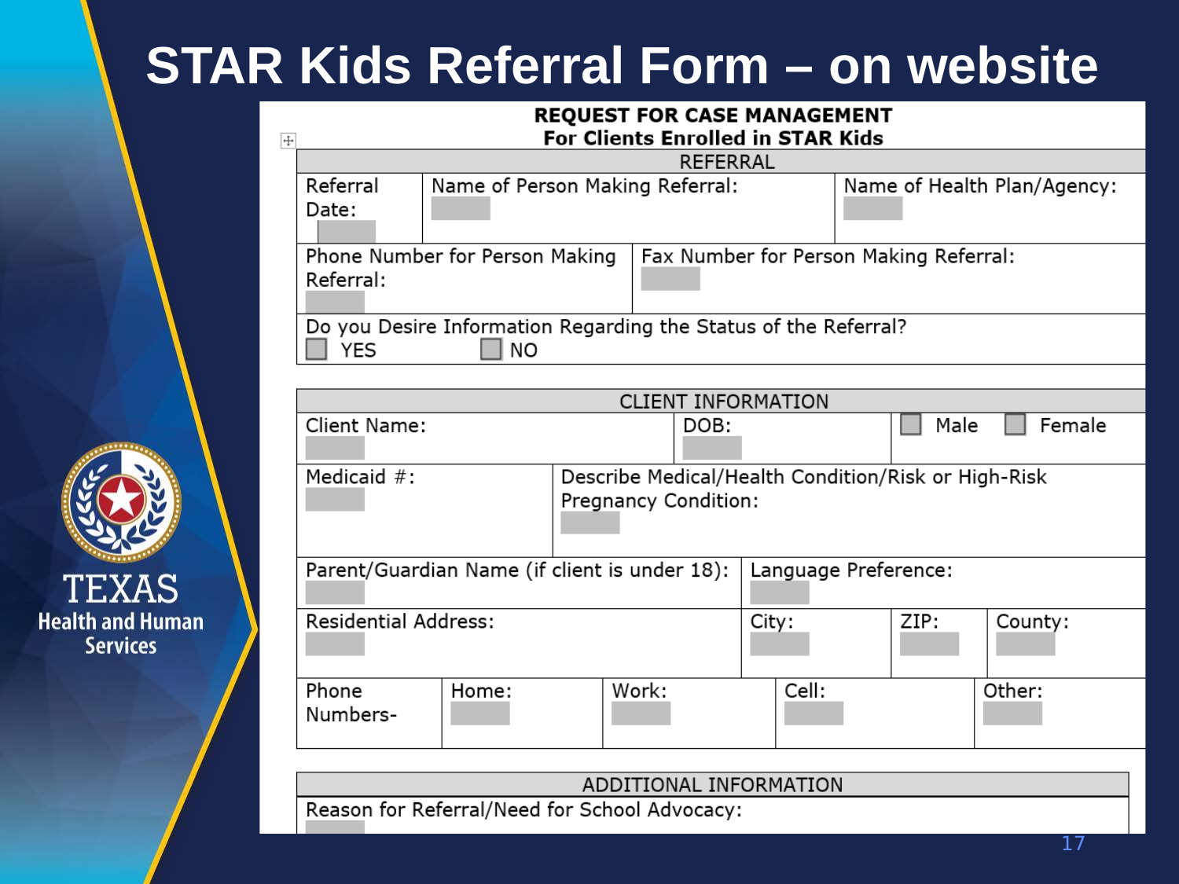# STAR Kids Referral Form – on website

**REQUEST FOR CASE MANAGEMENT**
**For Clients Enrolled in STAR Kids**

| REFERRAL | | |
|---|---|---|
| Referral Date: | Name of Person Making Referral: | Name of Health Plan/Agency: |
| Phone Number for Person Making Referral: | Fax Number for Person Making Referral: | |
| Do you Desire Information Regarding the Status of the Referral? ☐ YES ☐ NO | | |

| CLIENT INFORMATION | | | | |
|---|---|---|---|---|
| Client Name: | DOB: | ☐ Male ☐ Female | | |
| Medicaid #: | Describe Medical/Health Condition/Risk or High-Risk Pregnancy Condition: | | | |
| Parent/Guardian Name (if client is under 18): | Language Preference: | | | |
| Residential Address: | City: | ZIP: | County: | |
| Phone Numbers- | Home: | Work: | Cell: | Other: |

| ADDITIONAL INFORMATION |
|---|
| Reason for Referral/Need for School Advocacy: |

TEXAS Health and Human Services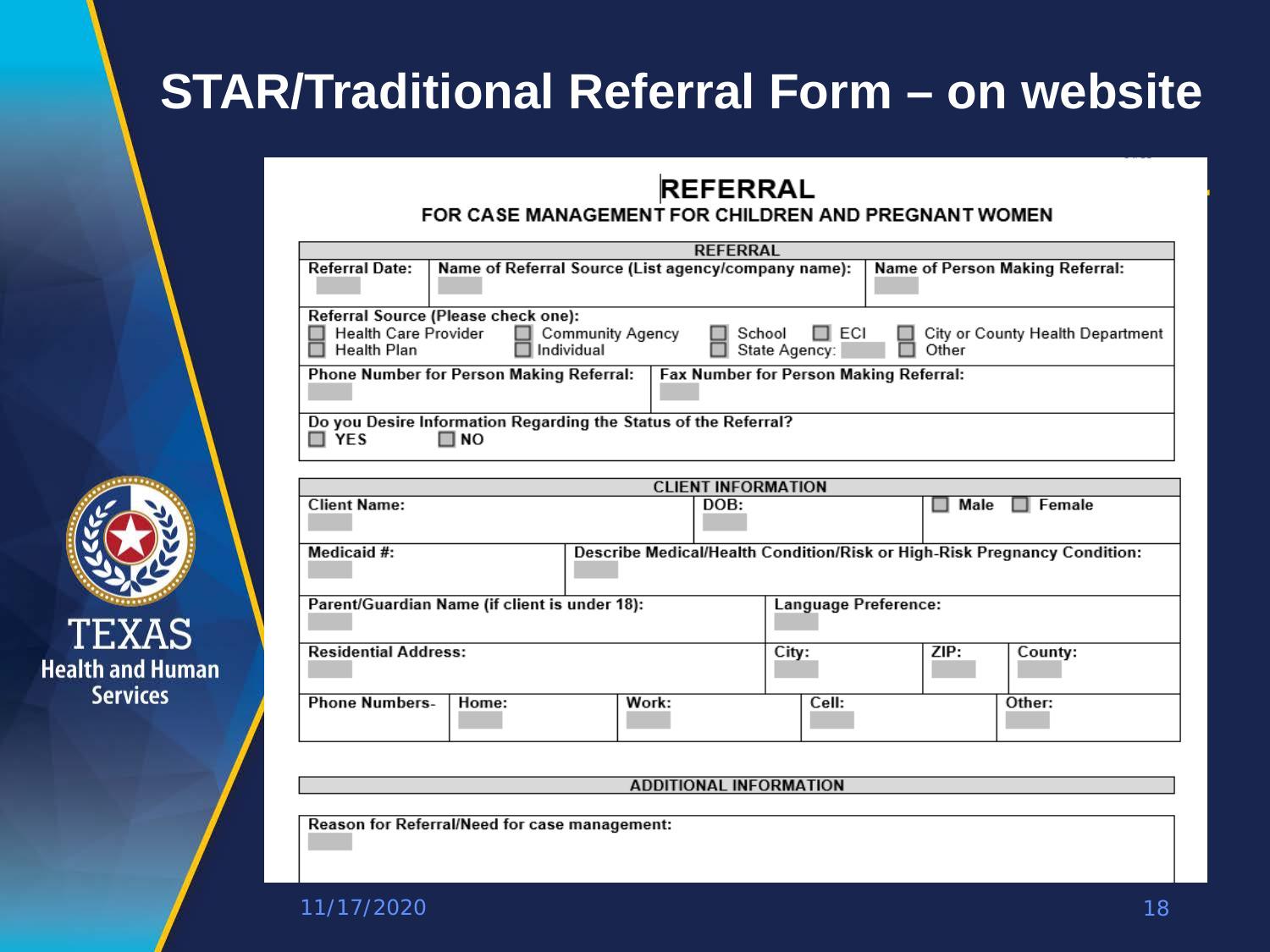# STAR/Traditional Referral Form – on website

## REFERRAL

### FOR CASE MANAGEMENT FOR CHILDREN AND PREGNANT WOMEN

| REFERRAL | | |
|---|---|---|
| Referral Date: | Name of Referral Source (List agency/company name): | Name of Person Making Referral: |

Referral Source (Please check one):

- ☐ Health Care Provider ☐ Community Agency ☐ School ☐ ECI ☐ City or County Health Department
- ☐ Health Plan ☐ Individual ☐ State Agency: ☐ Other

| Phone Number for Person Making Referral: | Fax Number for Person Making Referral: |
|---|---|

Do you Desire Information Regarding the Status of the Referral?

☐ YES ☐ NO

| CLIENT INFORMATION | | | |
|---|---|---|---|
| Client Name: | DOB: | ☐ Male ☐ Female | |
| Medicaid #: | Describe Medical/Health Condition/Risk or High-Risk Pregnancy Condition: | | |
| Parent/Guardian Name (if client is under 18): | Language Preference: | | |
| Residential Address: | City: | ZIP: | County: |

| Phone Numbers- | Home: | Work: | Cell: | Other: |
|---|---|---|---|---|

| ADDITIONAL INFORMATION |
|---|
| Reason for Referral/Need for case management: |

11/17/2020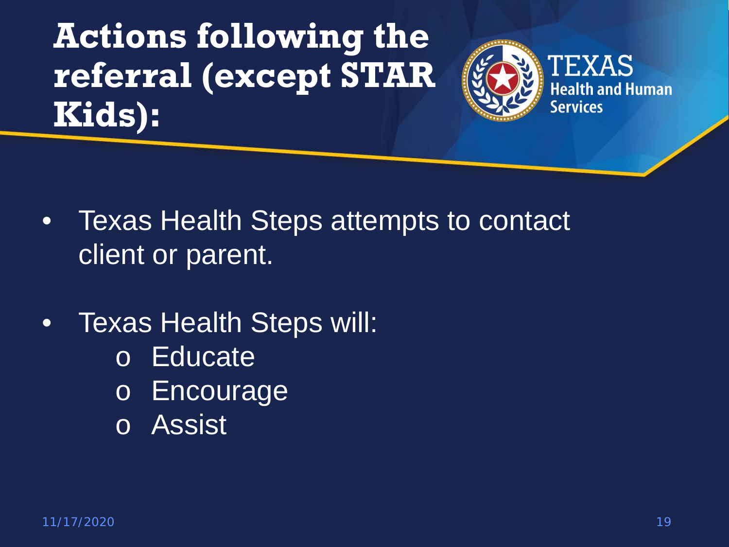# Actions following the referral (except STAR Kids):

- Texas Health Steps attempts to contact client or parent.
- Texas Health Steps will:
  - Educate
  - Encourage
  - Assist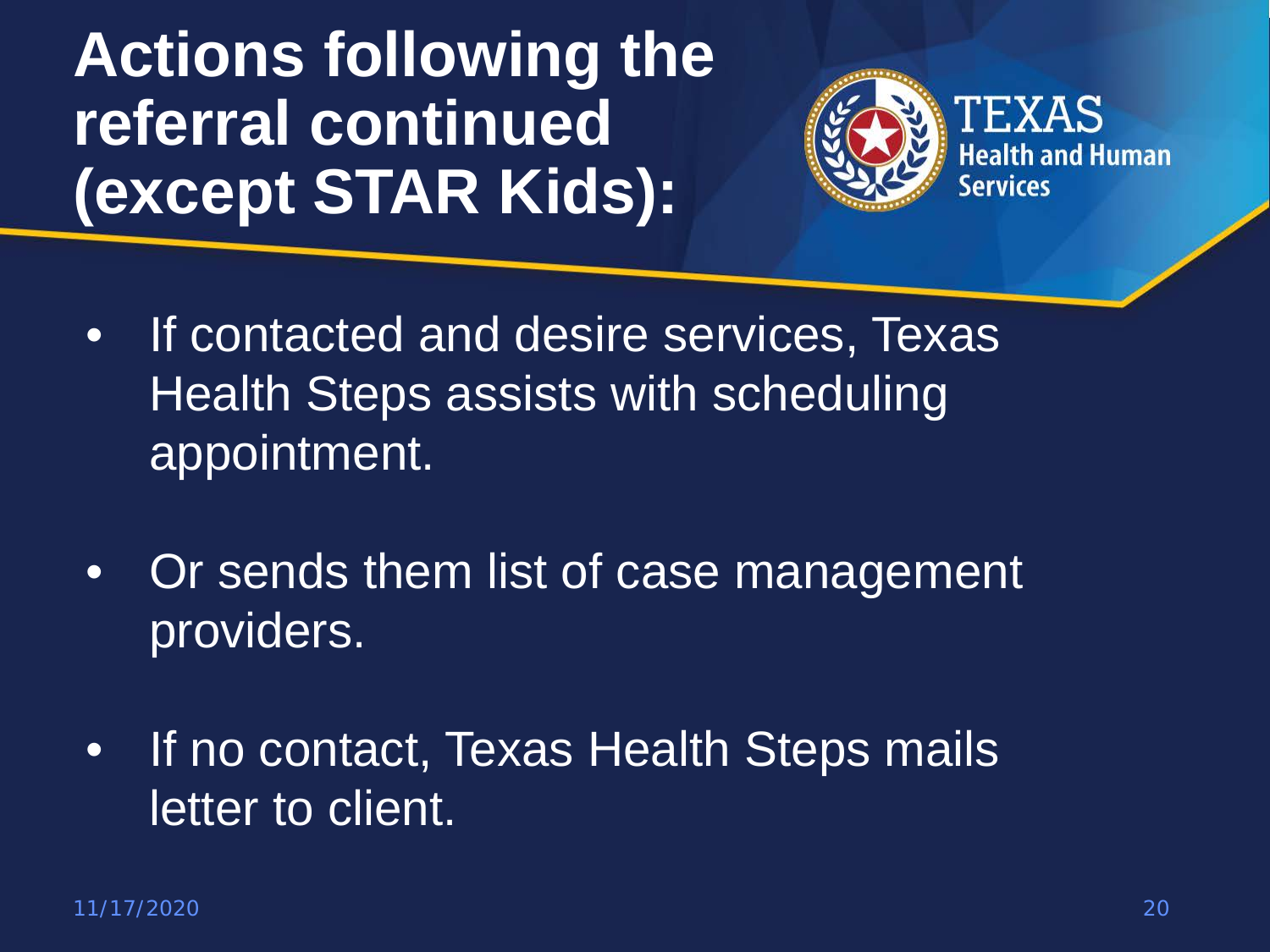# Actions following the referral continued (except STAR Kids):

- If contacted and desire services, Texas Health Steps assists with scheduling appointment.
- Or sends them list of case management providers.
- If no contact, Texas Health Steps mails letter to client.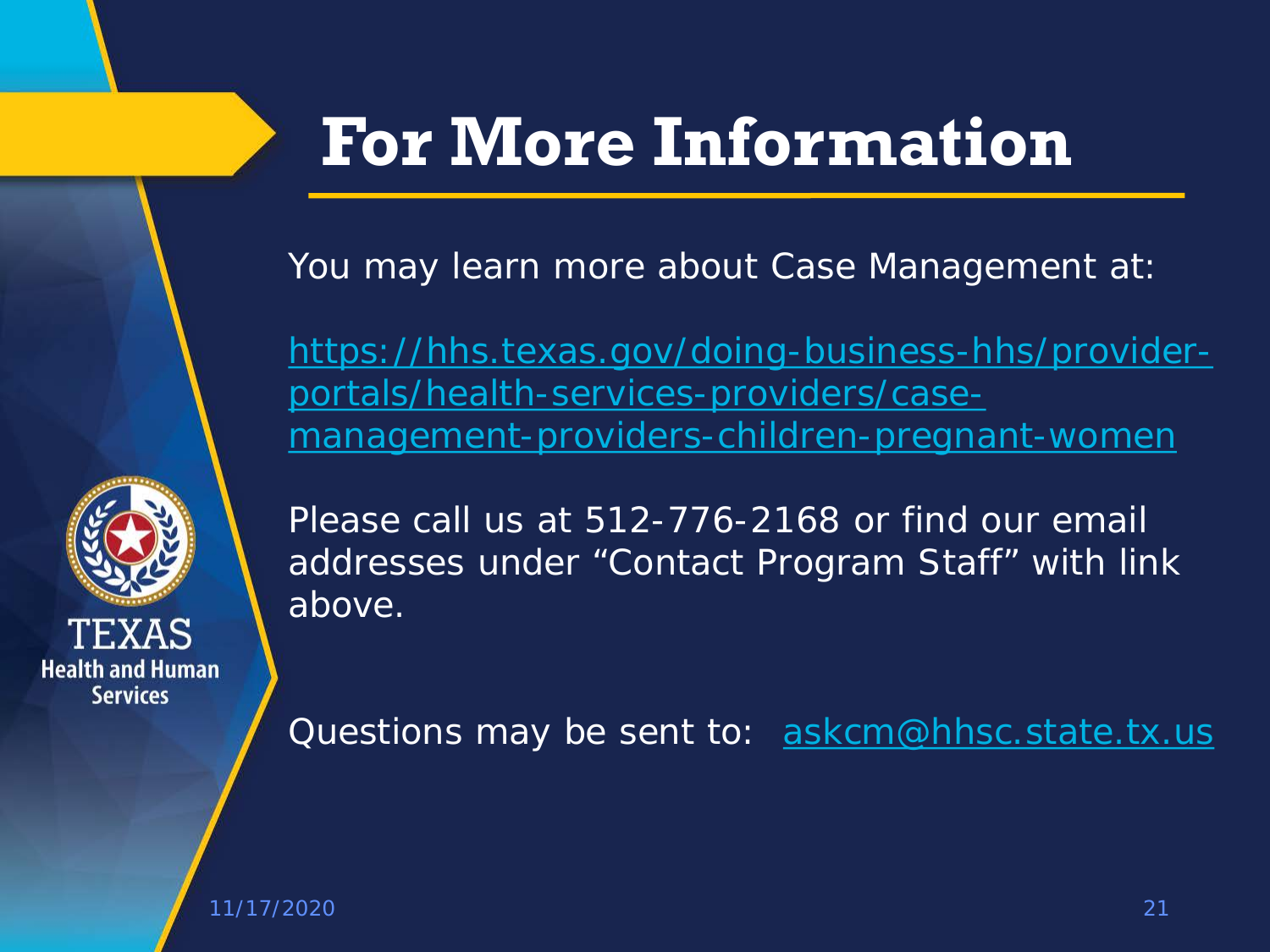# For More Information

You may learn more about Case Management at:

https://hhs.texas.gov/doing-business-hhs/provider-portals/health-services-providers/case-management-providers-children-pregnant-women

Please call us at 512-776-2168 or find our email addresses under "Contact Program Staff" with link above.

Questions may be sent to: askcm@hhsc.state.tx.us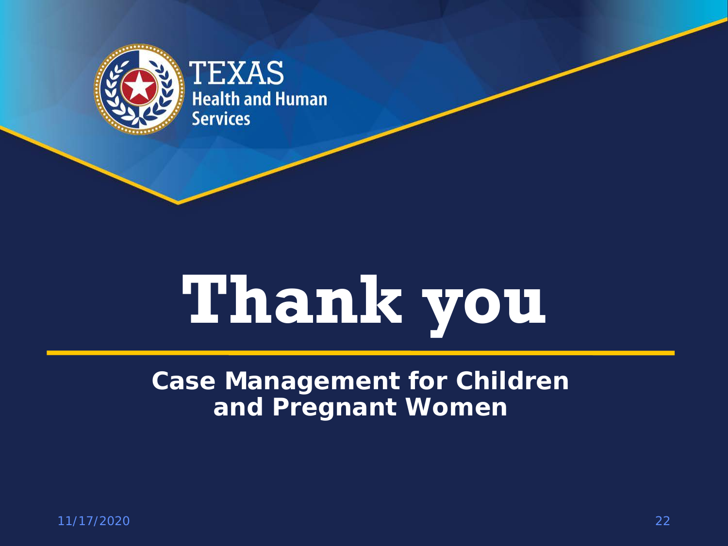TEXAS Health and Human Services

# Thank you

**Case Management for Children and Pregnant Women**

11/17/2020